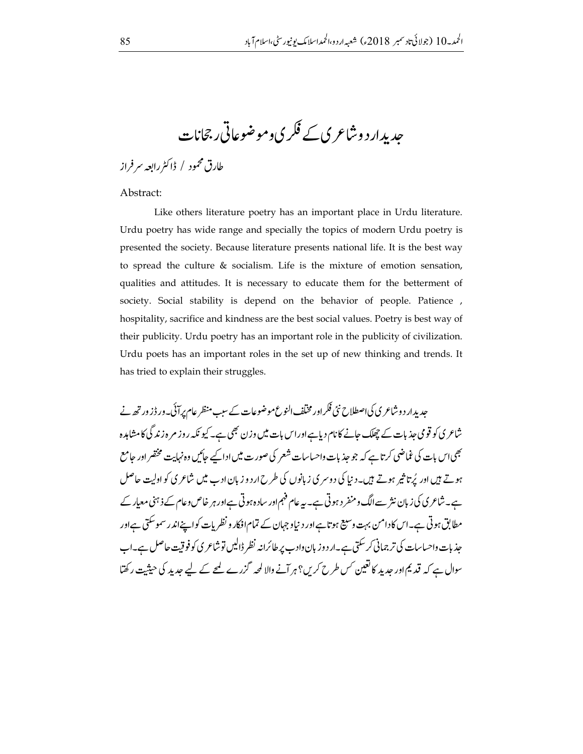# جدید اردو شاعری کے فکری و موضوعاتی رجحانات

طارق محمود / ڈاکٹر رابعہ سرفراز

Abstract:

Like others literature poetry has an important place in Urdu literature. Urdu poetry has wide range and specially the topics of modern Urdu poetry is presented the society. Because literature presents national life. It is the best way to spread the culture & socialism. Life is the mixture of emotion sensation, qualities and attitudes. It is necessary to educate them for the betterment of society. Social stability is depend on the behavior of people. Patience , hospitality, sacrifice and kindness are the best social values. Poetry is best way of their publicity. Urdu poetry has an important role in the publicity of civilization. Urdu poets has an important roles in the set up of new thinking and trends. It has tried to explain their struggles.

جدید اردو شاعری کی اصطلاح نئی فکر اور مختلف النوع موضوعات کے سبب منظر عام پر آئی۔ ورڈز ورتھ نے شاعری کو قومی جذبات کے چھلک جانے کا نام دیا ہے اور اس بات میں وزن بھی ہے۔ کیونکہ روز مرہ زندگی کا مشاہدہ بھی اس بات کی غمازی کرتا ہے کہ جو جذبات و احساسات شعر کی صورت میں ادا کیے جائیں وہ نہایت مختصر اور جامع ہوتے ہیں اور پُر تاثیر ہوتے ہیں۔ دنیا کی دوسری زبانوں کی طرح اردو زبان ادب میں شاعری کو اولیت حاصل ہے۔ شاعری کی زبان نثر سے الگ و منفرد ہوتی ہے۔ یہ عام فہم اور سادہ ہوتی ہے اور ہر خاص و عام کے ذہنی معیار کے مطابق ہوتی ہے۔ اس کا دامن بہت وسیع ہوتا ہے اور دنیا و جہان کے تمام افکار و نظریات کو اپنے اندر سمو سکتی ہے اور جذبات و احساسات کی ترجمانی کر سکتی ہے۔ اردو زبان و ادب پر طائرانہ نظر ڈالیں تو شاعری کو فوقیت حاصل ہے۔ اب سوال ہے کہ قدیم اور جدید کا تعین کس طرح کریں؟ ہر آنے والا لمحہ گزرے لمحے کے لیے جدید کی حیثیت رکھتا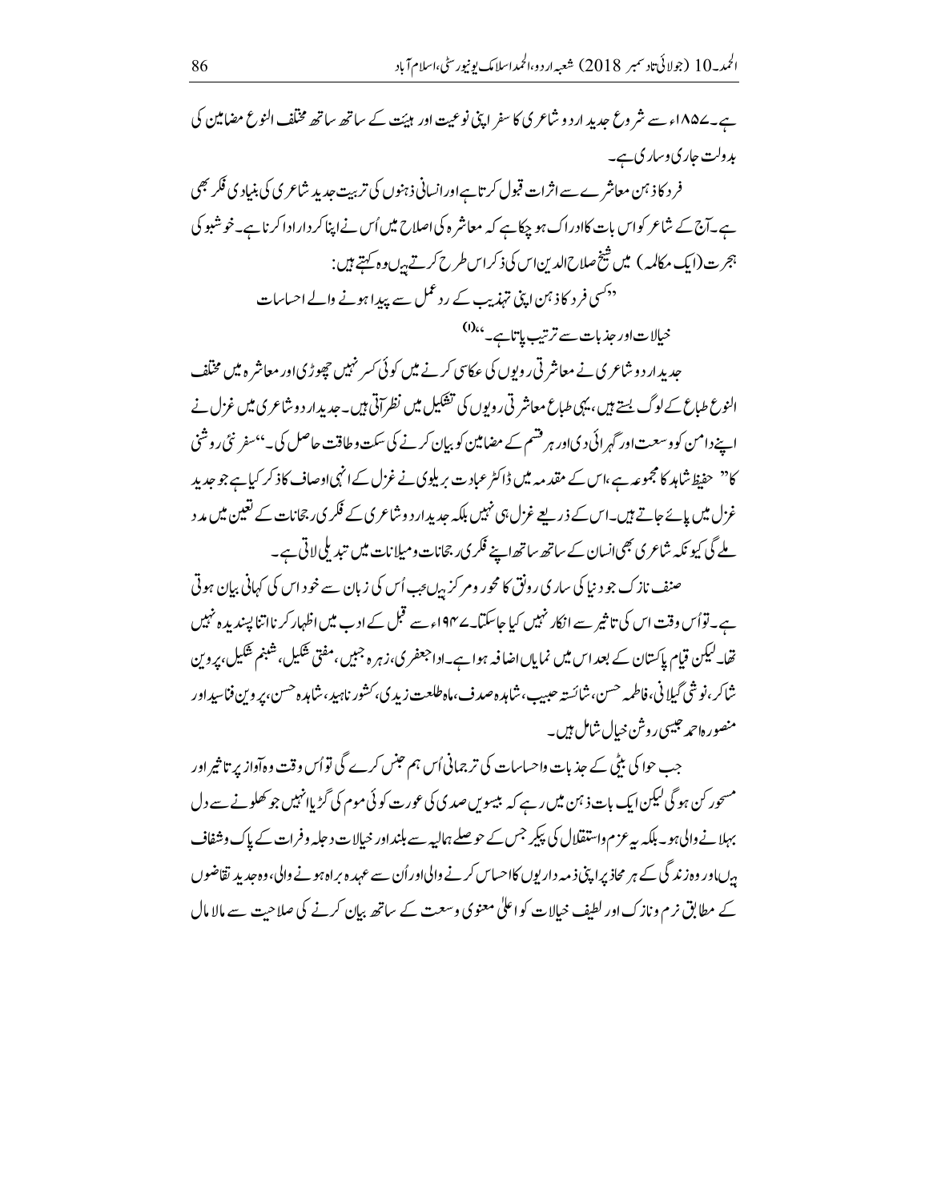ہے۔۱۸۵۷ء سے شروع جدید اردو شاعری کا سفر اپنی نوعیت اور ہیئت کے ساتھ ساتھ مختلف النوع مضامین کی بدولت جاری وساری ہے۔

فرد کا ذہن معاشرے سے اثرات قبول کرتا ہے اور انسانی ذہنوں کی تربیت جدید شاعری کی بنیادی فکر بھی ہے۔آج کے شاعر کو اس بات کا ادراک ہو چکا ہے کہ معاشرہ کی اصلاح میں اُس نے اپنا کردار ادا کرنا ہے۔خوشبو کی ہجرت (ایک مکالمہ) میں شیخ صلاح الدین اس کی ذکر اس طرح کرتے ہیں وہ کہتے ہیں:

> ''کسی فرد کا ذہن اپنی تہذیب کے رد عمل سے پیدا ہونے والے احساسات خیالات اور جذبات سے ترتیب پاتا ہے۔''(۱)

جدید اردو شاعری نے معاشرتی رویوں کی عکاسی کرنے میں کوئی کسر نہیں چھوڑی اور معاشرہ میں مختلف النوع طباع کے لوگ بستے ہیں، یہی طباع معاشرتی رویوں کی تشکیل میں نظر آتی ہیں۔جدید اردو شاعری میں غزل نے اپنے دامن کو وسعت اور گہرائی دی اور ہر قسم کے مضامین کو بیان کرنے کی سکت وطاقت حاصل کی۔''سفر نئی روشنی کا'' حفیظ شاہد کا مجموعہ ہے،اس کے مقدمہ میں ڈاکٹر عبادت بریلوی نے غزل کے انہی اوصاف کا ذکر کیا ہے جو جدید غزل میں پائے جاتے ہیں۔اس کے ذریعے غزل ہی نہیں بلکہ جدید اردو شاعری کے فکری رجحانات کے تعین میں مدد ملے گی کیونکہ شاعری بھی انسان کے ساتھ ساتھ اپنے فکری رجحانات ومیلانات میں تبدیلی لاتی ہے۔

صنف نازک جو دنیا کی ساری رونق کا محور ومرکز ہیں جب اُس کی زبان سے خود اس کی کہانی بیان ہوتی ہے۔تو اُس وقت اس کی تاثیر سے انکار نہیں کیا جا سکتا۔۱۹۴۷ء سے قبل کے ادب میں اظہار کرنا اتنا پسندیدہ نہیں تھا۔لیکن قیام پاکستان کے بعد اس میں نمایاں اضافہ ہوا ہے۔ادا جعفری،زہرہ جبیں،مفتی شکیل،شبنم شکیل،پروین شاکر،نوشی گیلانی،فاطمہ حسن،شائستہ حبیب،شاہدہ صدف،ماہ طلعت زیدی،کشور ناہید،شاہدہ حسن،پروین فناسیداور منصورہ احمد جیسی روشن خیال شامل ہیں۔

جب حوا کی بیٹی کے جذبات واحساسات کی ترجمانی اُس ہم جنس کرے گی تو اُس وقت وہ آواز پر تاثیر اور مسحور کن ہوگی لیکن ایک بات ذہن میں رہے کہ بیسویں صدی کی عورت کوئی موم کی گڑیا نہیں جو کھلونے سے دل بہلانے والی ہو۔بلکہ یہ عزم واستقلال کی پیکر جس کے حوصلے ہمالیہ سے بلند اور خیالات دجلہ وفرات کے پاک وشفاف ہیں اور وہ زندگی کے ہر محاذ پر اپنی ذمہ داریوں کا احساس کرنے والی اور اُن سے عہدہ براہ ہونے والی،وہ جدید تقاضوں کے مطابق نرم ونازک اور لطیف خیالات کو اعلیٰ معنوی وسعت کے ساتھ بیان کرنے کی صلاحیت سے مالا مال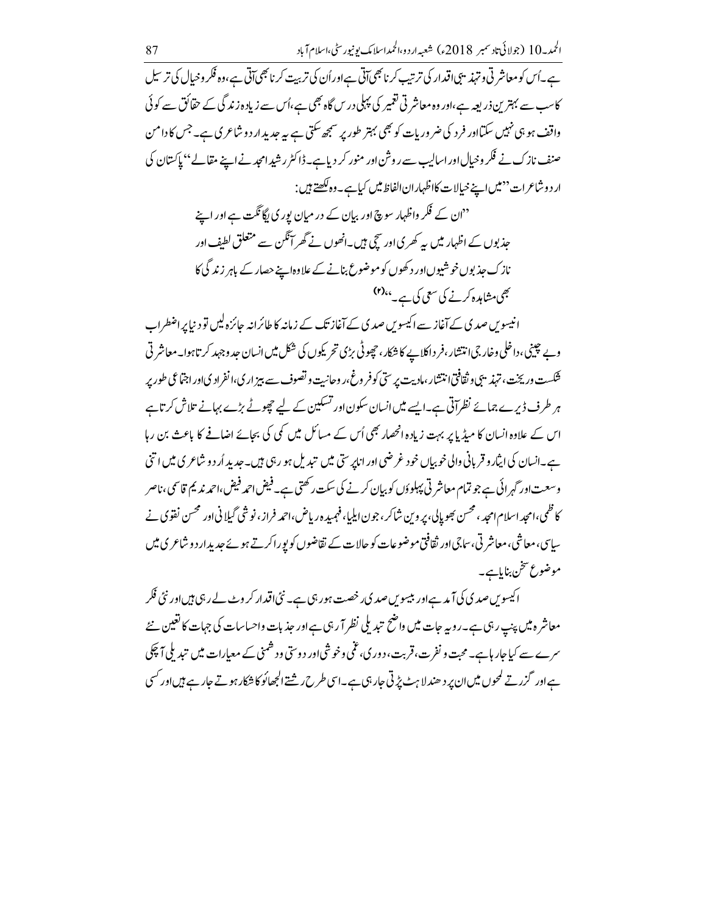ہے۔اُس کو معاشرتی و تہذیبی اقدار کی ترتیب کرنا بھی آتی ہے اور اُن کی تربیت کرنا بھی آتی ہے، وہ فکر و خیال کی ترسیل کا سب سے بہترین ذریعہ ہے، اور وہ معاشرتی تعمیر کی پہلی درس گاہ بھی ہے، اُس سے زیادہ زندگی کے حقائق سے کوئی واقف ہو ہی نہیں سکتا اور فرد کی ضروریات کو بھی بہتر طور پر سمجھ سکتی ہے یہ جدید اردو شاعری ہے۔ جس کا دامن صنف نازک نے فکر و خیال اور اسالیب سے روشن اور منور کر دیا ہے۔ڈاکٹر رشید امجد نے اپنے مقالے "پاکستان کی اردو شاعرات" میں اپنے خیالات کا اظہار ان الفاظ میں کیا ہے۔ وہ لکھتے ہیں:

> "ان کے فکر و اظہار سوچ اور بیان کے درمیان پوری یگانگت ہے اور اپنے جذبوں کے اظہار میں یہ کھری اور سچی ہیں۔انھوں نے گھر آنگن سے متعلق لطیف اور نازک جذبوں خوشیوں اور دکھوں کو موضوع بنانے کے علاوہ اپنے حصار کے باہر زندگی کا بھی مشاہدہ کرنے کی سعی کی ہے۔"[۴]

انیسویں صدی کے آغاز سے اکیسویں صدی کے آغاز تک کے زمانہ کا طائرانہ جائزہ لیں تو دنیا پر اضطراب و بے چینی، داخلی و خارجی انتشار، فرد اکلاپے کا شکار، چھوٹی بڑی تحریکوں کی شکل میں انسان جدوجہد کرتا ہوا۔ معاشرتی شکست و ریخت، تہذیبی و ثقافتی انتشار، مادیت پرستی کو فروغ، روحانیت و تصوف سے بیزاری، انفرادی اور اجتماعی طور پر ہر طرف ڈیرے جمائے نظر آتی ہے۔ ایسے میں انسان سکون اور تسکین کے لیے چھوٹے بڑے بہانے تلاش کرتا ہے اس کے علاوہ انسان کا میڈیا پر بہت زیادہ انحصار بھی اُس کے مسائل میں کمی کی بجائے اضافے کا باعث بن رہا ہے۔ انسان کی ایثار و قربانی والی خوبیاں خود غرضی اور انا پرستی میں تبدیل ہو رہی ہیں۔ جدید اُردو شاعری میں اتنی وسعت اور گہرائی ہے جو تمام معاشرتی پہلوؤں کو بیان کرنے کی سکت رکھتی ہے۔ فیض احمد فیض، احمد ندیم قاسمی، ناصر کاظمی، امجد اسلام امجد، محسن بھوپالی، پروین شاکر، جون ایلیا، فہمیدہ ریاض، احمد فراز، نوشی گیلانی اور محسن نقوی نے سیاسی، معاشی، معاشرتی، سماجی اور ثقافتی موضوعات کو حالات کے تقاضوں کو پورا کرتے ہوئے جدید اردو شاعری میں موضوع سخن بنایا ہے۔

اکیسویں صدی کی آمد ہے اور بیسویں صدی رخصت ہو رہی ہے۔ نئی اقدار کروٹ لے رہی ہیں اور نئی فکر معاشرہ میں پنپ رہی ہے۔ رویہ جات میں واضح تبدیلی نظر آ رہی ہے اور جذبات و احساسات کی جہات کا تعین نئے سرے سے کیا جا رہا ہے۔ محبت و نفرت، قربت، دوری، غمی و خوشی اور دوستی و دشمنی کے معیارات میں تبدیلی آ چکی ہے اور گزرتے لمحوں میں ان پر دھندلاہٹ پڑتی جا رہی ہے۔ اسی طرح رشتے الجھاؤ کا شکار ہوتے جا رہے ہیں اور کسی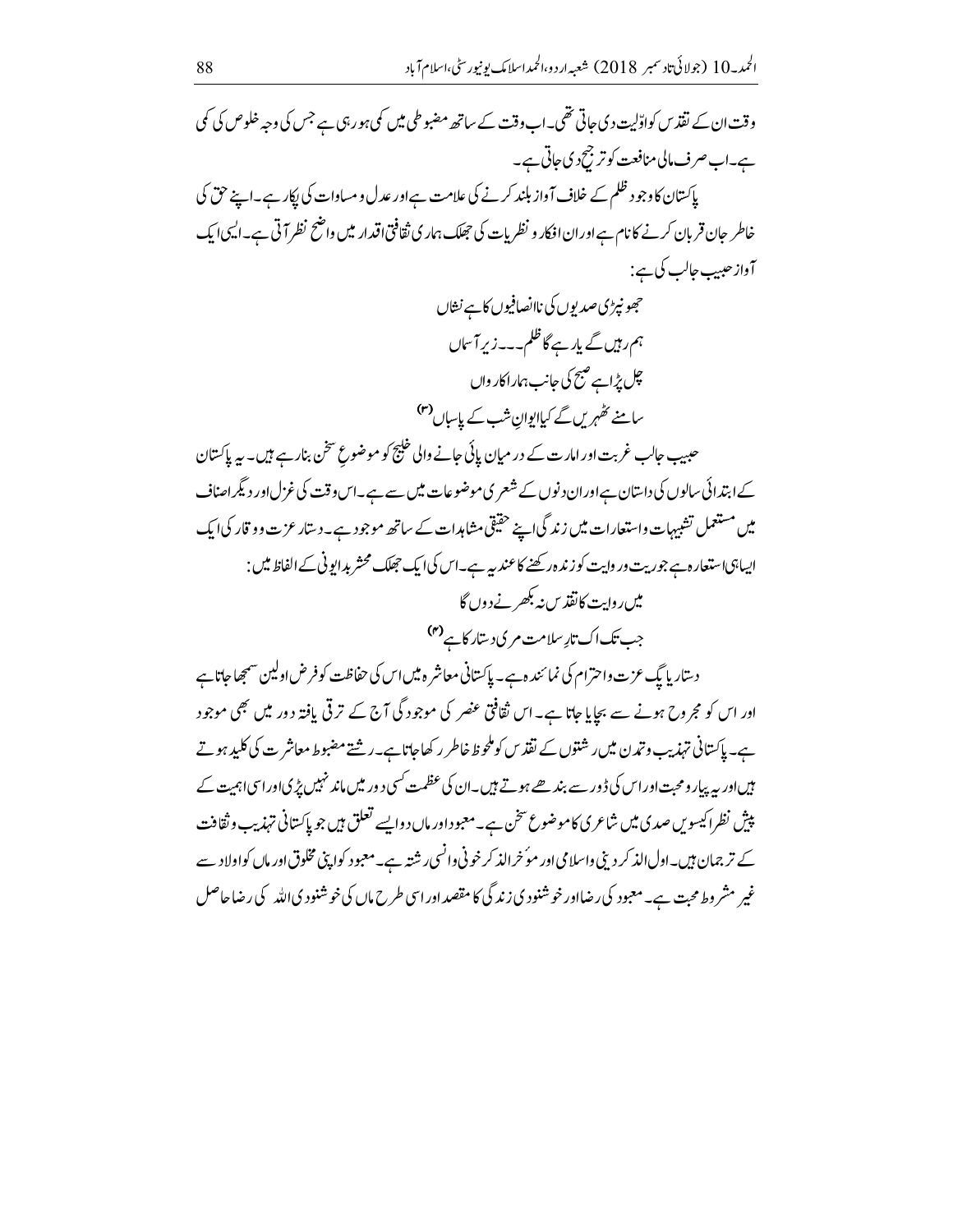وقت ان کے تقدس کو اوّلیت دی جاتی تھی۔ اب وقت کے ساتھ مضبوطی میں کمی ہو رہی ہے جس کی وجہ خلوص کی کمی ہے۔ اب صرف مالی منافعت کو ترجیح دی جاتی ہے۔

پاکستان کا وجود ظلم کے خلاف آواز بلند کرنے کی علامت ہے اور عدل و مساوات کی پکار ہے۔ اپنے حق کی خاطر جان قربان کرنے کا نام ہے اور ان افکار و نظریات کی جھلک ہماری ثقافتی اقدار میں واضح نظر آتی ہے۔ ایسی ایک آواز حبیب جالب کی ہے:

جھونپڑی صدیوں کی ناانصافیوں کا ہے نشاں
ہم رہیں گے یا رہے گا ظلم۔۔۔ زیرِ آسماں
چل پڑا ہے صبح کی جانب ہمارا کارواں
سامنے ٹھہریں گے کیا ایوانِ شب کے پاسباں[۳]

حبیب جالب غربت اور امارت کے درمیان پائی جانے والی خلیج کو موضوعِ سخن بنا رہے ہیں۔ یہ پاکستان کے ابتدائی سالوں کی داستان ہے اور ان دنوں کے شعری موضوعات میں سے ہے۔ اس وقت کی غزل اور دیگر اصناف میں مستعمل تشبیہات و استعارات میں زندگی اپنے حقیقی مشاہدات کے ساتھ موجود ہے۔ دستار عزت و وقار کی ایک ایسا ہی استعارہ ہے جو ریت و روایت کو زندہ رکھنے کا عندیہ ہے۔ اس کی ایک جھلک محشر بدایونی کے الفاظ میں:

میں روایت کا تقدس نہ بکھرنے دوں گا
جب تک اک تارِ سلامت مری دستار کا ہے[۴]

دستار یا پگ عزت و احترام کی نمائندہ ہے۔ پاکستانی معاشرہ میں اس کی حفاظت کو فرضِ اولین سمجھا جاتا ہے اور اس کو مجروح ہونے سے بچایا جاتا ہے۔ اس ثقافتی عنصر کی موجودگی آج کے ترقی یافتہ دور میں بھی موجود ہے۔ پاکستانی تہذیب و تمدن میں رشتوں کے تقدس کو ملحوظ خاطر رکھا جاتا ہے۔ رشتے مضبوط معاشرت کی کلید ہوتے ہیں اور یہ پیار و محبت اور اس کی ڈور سے بندھے ہوتے ہیں۔ ان کی عظمت کسی دور میں ماند نہیں پڑی اور اسی اہمیت کے پیش نظر اکیسویں صدی میں شاعری کا موضوعِ سخن ہے۔ معبود اور ماں دو ایسے تعلق ہیں جو پاکستانی تہذیب و ثقافت کے ترجمان ہیں۔ اول الذکر دینی و اسلامی اور موٴخر الذکر خونی و انسی رشتہ ہے۔ معبود کو اپنی مخلوق اور ماں کو اولاد سے غیر مشروط محبت ہے۔ معبود کی رضا اور خوشنودی زندگی کا مقصد اور اسی طرح ماں کی خوشنودی اللہ کی رضا حاصل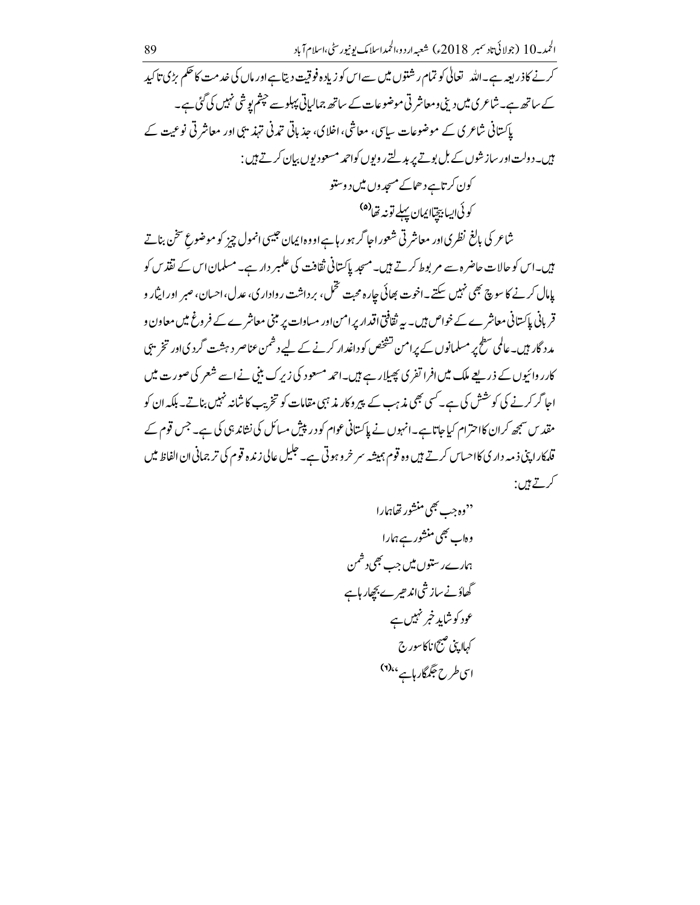کرنے کا ذریعہ ہے۔ اللہ تعالیٰ کو تمام رشتوں میں سے اس کو زیادہ فوقیت دیتا ہے اور ماں کی خدمت کا حکم بڑی تاکید کے ساتھ ہے۔ شاعری میں دینی و معاشرتی موضوعات کے ساتھ جمالیاتی پہلو سے چشم پوشی نہیں کی گئی ہے۔

پاکستانی شاعری کے موضوعات سیاسی، معاشی، اخلاقی، جذباتی تمدنی تہذیبی اور معاشرتی نوعیت کے ہیں۔ دولت اور سازشوں کے بل بوتے پر بدلتے رویوں کو احمد مسعود یوں بیان کرتے ہیں :

کون کرتا ہے دھما کے مسجدوں میں دوستو
کوئی ایسا بیچتا ایمان پہلے تو نہ تھا[۵]

شاعر کی بالغ نظری اور معاشرتی شعور اجاگر ہو رہا ہے او وہ ایمان جیسی انمول چیز کو موضوعِ سخن بناتے ہیں۔ اس کو حالات حاضرہ سے مربوط کرتے ہیں۔ مسجد پاکستانی ثقافت کی علمبردار ہے۔ مسلمان اس کے تقدس کو پامال کرنے کا سوچ بھی نہیں سکتے۔ اخوت بھائی چارہ محبت تحمل، برداشت رواداری، عدل، احسان، صبر اور ایثار و قربانی پاکستانی معاشرے کے خواص ہیں۔ یہ ثقافتی اقدار پر امن اور مساوات پر مبنی معاشرے کے فروغ میں معاون و مددگار ہیں۔ عالمی سطح پر مسلمانوں کے پر امن تشخص کو داغدار کرنے کے لیے دشمن عناصر دہشت گردی اور تخریبی کارروائیوں کے ذریعے ملک میں افراتفری پھیلا رہے ہیں۔ احمد مسعود کی زیرک بینی نے اسے شعر کی صورت میں اجاگر کرنے کی کوشش کی ہے۔ کسی بھی مذہب کے پیروکار مذہبی مقامات کو تخریب کا شانہ نہیں بناتے۔ بلکہ ان کو مقدس سمجھ کر ان کا احترام کیا جاتا ہے۔ انہوں نے پاکستانی عوام کو درپیش مسائل کی نشاندہی کی ہے۔ جس قوم کے قلمکار اپنی ذمہ داری کا احساس کرتے ہیں وہ قوم ہمیشہ سرخرو ہوتی ہے۔ جلیل عالی زندہ قوم کی ترجمانی ان الفاظ میں کرتے ہیں :

"وہ جب بھی منشور تھا ہمارا
وہ اب بھی منشور ہے ہمارا
ہمارے رستوں میں جب بھی دشمن
گھاؤ نے سازشی اندھیرے بچھا رہا ہے
عدو کو شاید خبر نہیں ہے
کہ اپنی صبح انا کا سورج
اسی طرح جگمگا رہا ہے"[۶]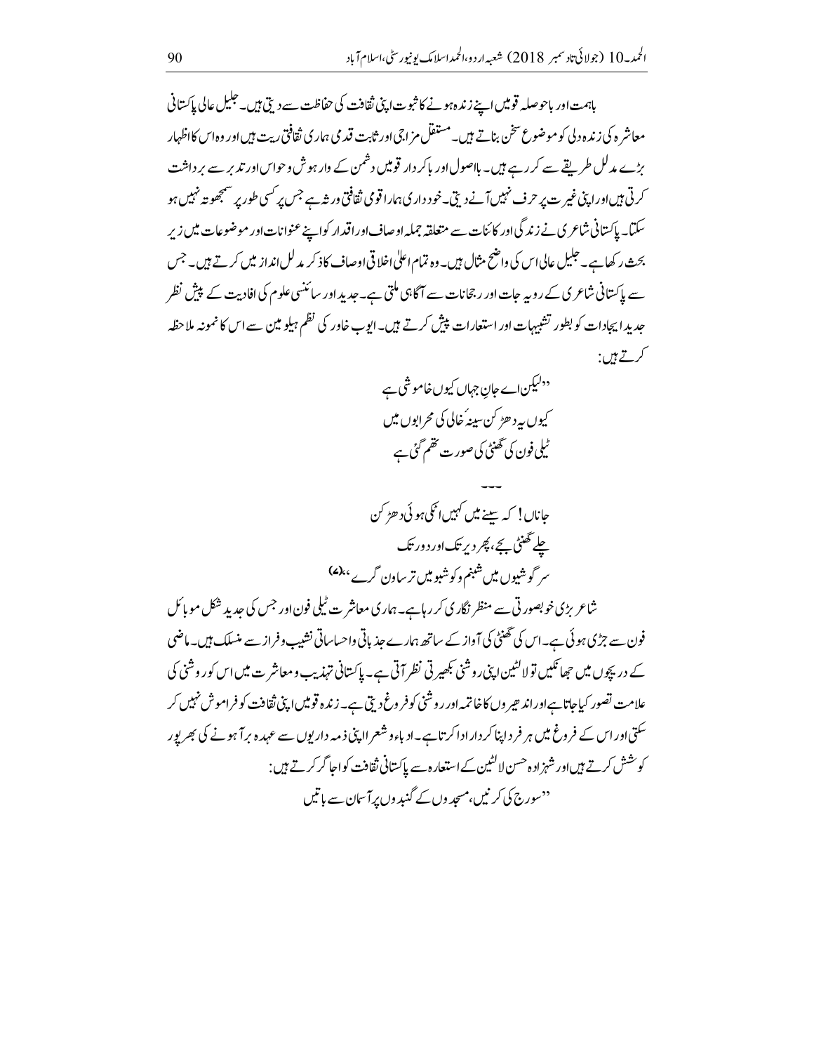باہمت اور باحوصلہ قومیں اپنے زندہ ہونے کا ثبوت اپنی ثقافت کی حفاظت سے دیتی ہیں۔ جلیل عالی پاکستانی معاشرہ کی زندہ دلی کو موضوعِ سخن بناتے ہیں۔ مستقل مزاجی اور ثابت قدمی ہماری ثقافتی ریت ہیں اور وہ اس کا اظہار بڑے مدلل طریقے سے کر رہے ہیں۔ بااصول اور باکردار قومیں دشمن کے وار ہوش و حواس اور تدبر سے برداشت کرتی ہیں اور اپنی غیرت پر حرف نہیں آنے دیتی۔ خودداری ہمارا قومی ثقافتی ورثہ ہے جس پر کسی طور پر سمجھوتہ نہیں ہو سکتا۔ پاکستانی شاعری نے زندگی اور کائنات سے متعلقہ جملہ اوصاف اور اقدار کو اپنے عنوانات اور موضوعات میں زیرِ بحث رکھا ہے۔ جلیل عالی اس کی واضح مثال ہیں۔ وہ تمام اعلیٰ اخلاقی اوصاف کا ذکر مدلل انداز میں کرتے ہیں۔ جس سے پاکستانی شاعری کے رویہ جات اور رجحانات سے آگاہی ملتی ہے۔ جدید اور سائنسی علوم کی افادیت کے پیشِ نظر جدید ایجادات کو بطور تشبیہات اور استعارات پیش کرتے ہیں۔ ایوب خاور کی نظم ہیلو مین سے اس کا نمونہ ملاحظہ کرتے ہیں:

"لیکن اے جانِ جہاں کیوں خاموشی ہے
کیوں یہ دھڑکن سینۂ خالی کی محرابوں میں
ٹیلی فون کی گھنٹی کی صورت تھم گئی ہے

---

جاناں! کہ سینے میں کہیں اٹکی ہوئی دھڑکن
چلے گھنٹی بجے، پھر دیر تک اور دور تک
سر گوشیوں میں شبنم و کوشبو میں تر ساون گرے"(۷)

شاعر بڑی خوبصورتی سے منظر نگاری کر رہا ہے۔ ہماری معاشرت ٹیلی فون اور جس کی جدید شکل موبائل فون سے جڑی ہوئی ہے۔ اس کی گھنٹی کی آواز کے ساتھ ہمارے جذباتی و احساساتی نشیب و فراز سے منسلک ہیں۔ ماضی کے دریچوں میں جھانکیں تو لالٹین اپنی روشنی بکھیرتی نظر آتی ہے۔ پاکستانی تہذیب و معاشرت میں اس کو روشنی کی علامت تصور کیا جاتا ہے اور اندھیروں کا خاتمہ اور روشنی کو فروغ دیتی ہے۔ زندہ قومیں اپنی ثقافت کو فراموش نہیں کر سکتی اور اس کے فروغ میں ہر فرد اپنا کردار ادا کرتا ہے۔ ادباء و شعرا اپنی ذمہ داریوں سے عہدہ برآ ہونے کی بھرپور کوشش کرتے ہیں اور شہزادہ حسن لالٹین کے استعارہ سے پاکستانی ثقافت کو اجاگر کرتے ہیں:

"سورج کی کرنیں، مسجدوں کے گنبدوں پر آسمان سے باتیں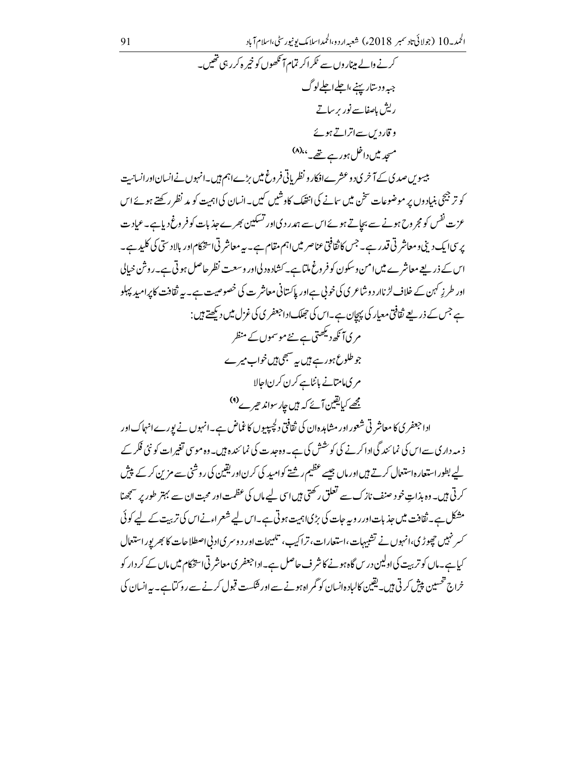کرنے والے میناروں سے ٹکرا کر تمام آنکھوں کو خیرہ کر رہی تھیں۔

جبہ و دستار پہنے، اجلے اجلے لوگ

ریش باصفا سے نور برساتے

و قار دیں سے اتراتے ہوئے

مسجد میں داخل ہو رہے تھے۔"(۸)

بیسویں صدی کے آخری دو عشرے افکار و نظریاتی فروغ میں بڑے اہم ہیں۔ انہوں نے انسان اور انسانیت کو ترجیحی بنیادوں پر موضوعات سخن میں سمانے کی انتھک کاوشیں کیں۔ انسان کی اہمیت کو مد نظر رکھتے ہوئے اس عزت نفس کو مجروح ہونے سے بچاتے ہوئے اس سے ہمدردی اور تسکین بھرے جذبات کو فروغ دیا ہے۔ عیادت پرسی ایک دینی و معاشرتی قدر ہے۔ جس کا ثقافتی عناصر میں اہم مقام ہے۔ یہ معاشرتی استحکام اور بالادستی کی کلید ہے۔ اس کے ذریعے معاشرے میں امن و سکون کو فروغ ملتا ہے۔ کشادہ دلی اور وسعت نظر حاصل ہوتی ہے۔ روشن خیالی اور طرزِ کہن کے خلاف لڑنا اردو شاعری کی خوبی ہے اور پاکستانی معاشرت کی خصوصیت ہے۔ یہ ثقافت کا پرامید پہلو ہے جس کے ذریعے ثقافتی معیار کی پہچان ہے۔ اس کی جھلک ادا جعفری کی غزل میں دیکھتے ہیں:

مری آنکھ دیکھتی ہے نئے موسموں کے منظر

جو طلوع ہو رہے ہیں یہ سبھی ہیں خواب میرے

مری مامتا نے بانٹا ہے کرن کرن اجالا

مجھے کیا یقین آئے کہ ہیں چار سو اندھیرے(۹)

ادا جعفری کا معاشرتی شعور اور مشاہدہ ان کی ثقافتی دلچسپیوں کا غماض ہے۔ انہوں نے پورے انہماک اور ذمہ داری سے اس کی نمائندگی ادا کرنے کی کوشش کی ہے۔ وہ جدت کی نمائندہ ہیں۔ وہ موسی تغیرات کو نئی فکر کے لیے بطور استعارہ استعمال کرتے ہیں اور ماں جیسے عظیم رشتے کو امید کی کرن اور یقین کی روشنی سے مزین کر کے پیش کرتی ہیں۔ وہ بذاتِ خود صنف نازک سے تعلق رکھتی ہیں اسی لیے ماں کی عظمت اور محبت ان سے بہتر طور پر سمجھنا مشکل ہے۔ ثقافت میں جذبات اور رویہ جات کی بڑی اہمیت ہوتی ہے۔ اس لیے شعراء نے اس کی تربیت کے لیے کوئی کسر نہیں چھوڑی، انہوں نے تشبیہات، استعارات، تراکیب، تلمیحات اور دوسری ادبی اصطلاحات کا بھرپور استعمال کیا ہے۔ ماں کو تربیت کی اولین درس گاہ ہونے کا شرف حاصل ہے۔ ادا جعفری معاشرتی استحکام میں ماں کے کردار کو خراج تحسین پیش کرتی ہیں۔ یقین کا لبادہ انسان کو گمراہ ہونے سے اور شکست قبول کرنے سے روکتا ہے۔ یہ انسان کی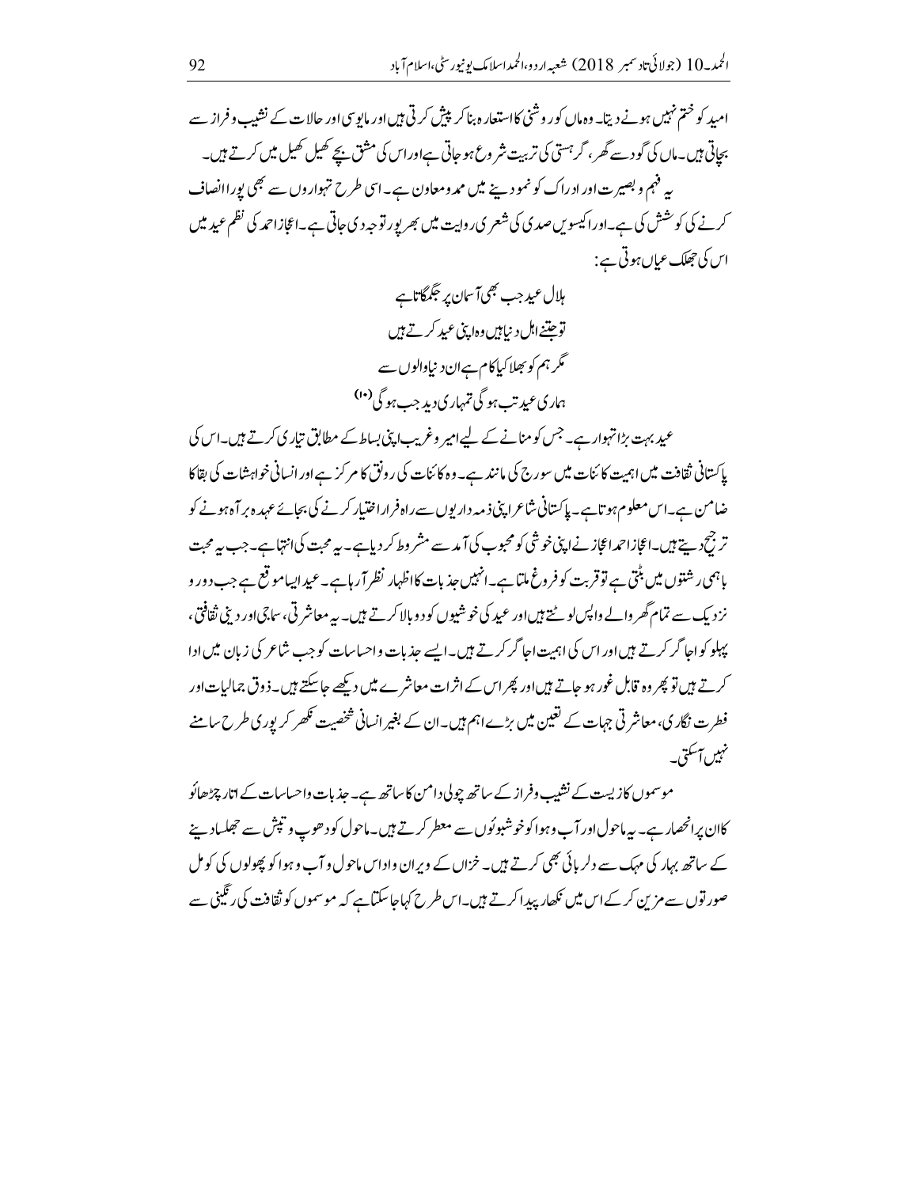امید کو ختم نہیں ہونے دیتا۔ وہ ماں کو روشنی کا استعارہ بنا کر پیش کرتی ہیں اور مایوسی اور حالات کے نشیب و فراز سے بچاتی ہیں۔ ماں کی گود سے گھر، گرہستی کی تربیت شروع ہو جاتی ہے اور اس کی مشق بچے کھیل کھیل میں کرتے ہیں۔

یہ فہم و بصیرت اور ادراک کو نمو دینے میں ممد و معاون ہے۔ اسی طرح تہواروں سے بھی پورا انصاف کرنے کی کوشش کی ہے۔ اور اکیسویں صدی کی شعری روایت میں بھرپور توجہ دی جاتی ہے۔ اعجاز احمد کی نظم عید میں اس کی جھلک عیاں ہوتی ہے:

ہلال عید جب بھی آسمان پر جگمگاتا ہے
تو جتنے اہل دنیا ہیں وہ اپنی عید کرتے ہیں
مگر ہم کو بھلا کیا کام ہے ان دنیا والوں سے
ہماری عید تب ہو گی تمہاری دید جب ہو گی (۱۰)

عید بہت بڑا تہوار ہے۔ جس کو منانے کے لیے امیر و غریب اپنی بساط کے مطابق تیاری کرتے ہیں۔ اس کی پاکستانی ثقافت میں اہمیت کائنات میں سورج کی مانند ہے۔ وہ کائنات کی رونق کا مرکز ہے اور انسانی خواہشات کی بقا کا ضامن ہے۔ اس معلوم ہوتا ہے۔ پاکستانی شاعر اپنی ذمہ داریوں سے راہ فرار اختیار کرنے کی بجائے عہدہ برآ ہونے کو ترجیح دیتے ہیں۔ اعجاز احمد اعجاز نے اپنی خوشی کو محبوب کی آمد سے مشروط کر دیا ہے۔ یہ محبت کی انتہا ہے۔ جب یہ محبت باہمی رشتوں میں بٹتی ہے تو قربت کو فروغ ملتا ہے۔ انہیں جذبات کا اظہار نظر آ رہا ہے۔ عید ایسا موقع ہے جب دور و نزدیک سے تمام گھر والے واپس لوٹتے ہیں اور عید کی خوشیوں کو دوبالا کرتے ہیں۔ یہ معاشرتی، سماجی اور دینی ثقافتی، پہلو کو اجاگر کرتے ہیں اور اس کی اہمیت اجاگر کرتے ہیں۔ ایسے جذبات و احساسات کو جب شاعر کی زبان میں ادا کرتے ہیں تو پھر وہ قابل غور ہو جاتے ہیں اور پھر اس کے اثرات معاشرے میں دیکھے جا سکتے ہیں۔ ذوق جمالیات اور فطرت نگاری، معاشرتی جہات کے تعین میں بڑے اہم ہیں۔ ان کے بغیر انسانی شخصیت نکھر کر پوری طرح سامنے نہیں آسکتی۔

موسموں کا زیست کے نشیب و فراز کے ساتھ چولی دامن کا ساتھ ہے۔ جذبات و احساسات کے اتار چڑھاؤ کا ان پر انحصار ہے۔ یہ ماحول اور آب و ہوا کو خوشبوؤں سے معطر کرتے ہیں۔ ماحول کو دھوپ و تپش سے جھلسا دینے کے ساتھ بہار کی مہک سے دلربائی بھی کرتے ہیں۔ خزاں کے ویران و اداس ماحول و آب و ہوا کو پھولوں کی کومل صورتوں سے مزین کر کے اس میں نکھار پیدا کرتے ہیں۔ اس طرح کہا جا سکتا ہے کہ موسموں کو ثقافت کی رنگینی سے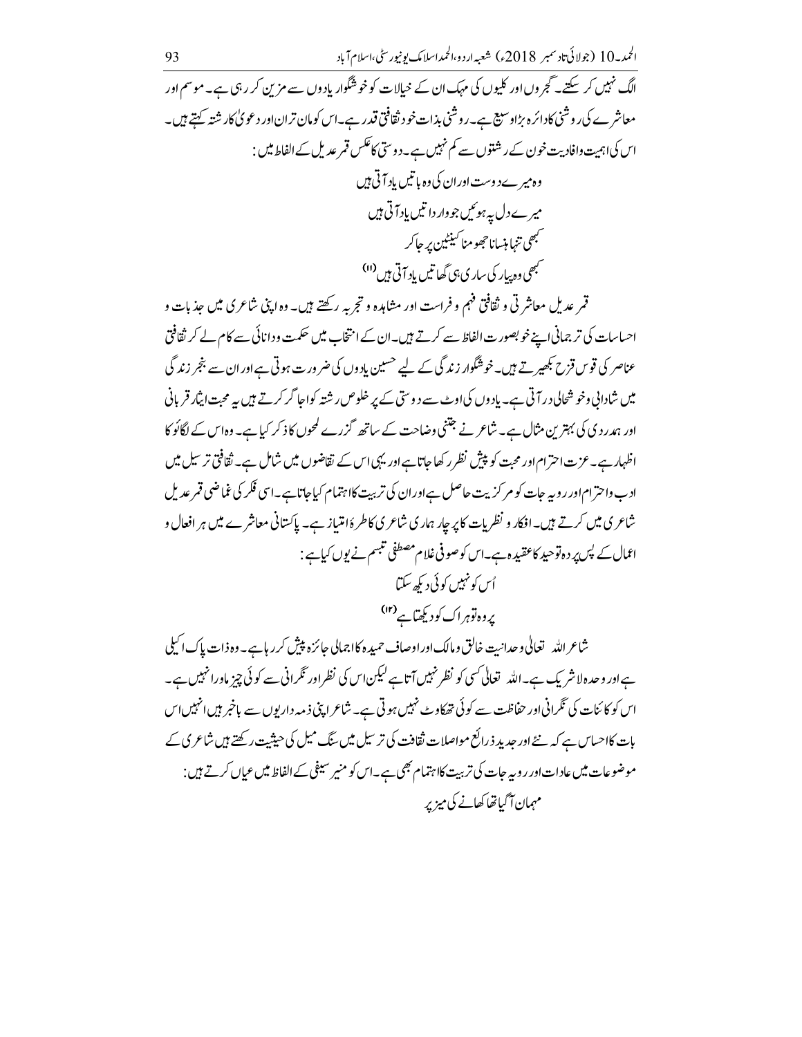الگ نہیں کر سکتے۔ گجروں اور کلیوں کی مہک ان کے خیالات کو خوشگوار یادوں سے مزین کر رہی ہے۔ موسم اور معاشرے کی روشنی کا دائرہ بڑا وسیع ہے۔ روشنی بذات خود ثقافتی قدر ہے۔ اس کو مان تران اور دعویٰ کا رشتہ کہتے ہیں۔ اس کی اہمیت و افادیت خون کے رشتوں سے کم نہیں ہے۔ دوستی کا عکس قمر عدیل کے الفاظ میں:

وہ میرے دوست اور ان کی وہ باتیں یاد آتی ہیں
میرے دل پہ ہوئیں جو وارداتیں یاد آتی ہیں
کبھی تنہا ہنسنا جھومنا کینٹین پر جا کر
کبھی وہ پیار کی ساری ہی گھاتیں یاد آتی ہیں [11]

قمر عدیل معاشرتی و ثقافتی فہم و فراست اور مشاہدہ و تجربہ رکھتے ہیں۔ وہ اپنی شاعری میں جذبات و احساسات کی ترجمانی اپنے خوبصورت الفاظ سے کرتے ہیں۔ ان کے انتخاب میں حکمت و دانائی سے کام لے کر ثقافتی عناصر کی قوس قزح بکھیرتے ہیں۔ خوشگوار زندگی کے لیے حسین یادوں کی ضرورت ہوتی ہے اور ان سے بنجر زندگی میں شادابی و خوشحالی در آتی ہے۔ یادوں کی اوٹ سے دوستی کے پر خلوص رشتہ کو اجاگر کرتے ہیں یہ محبت ایثار قربانی اور ہمدردی کی بہترین مثال ہے۔ شاعر نے جتنی وضاحت کے ساتھ گزرے لمحوں کا ذکر کیا ہے۔ وہ اس کے لگاؤ کا اظہار ہے۔ عزت احترام اور محبت کو پیش نظر رکھا جاتا ہے اور یہی اس کے تقاضوں میں شامل ہے۔ ثقافتی ترسیل میں ادب و احترام اور رویہ جات کو مرکزیت حاصل ہے اور ان کی تربیت کا اہتمام کیا جاتا ہے۔ اسی فکر کی غماضی قمر عدیل شاعری میں کرتے ہیں۔ افکار و نظریات کا پرچار ہماری شاعری کا طرۂ امتیاز ہے۔ پاکستانی معاشرے میں ہر افعال و اعمال کے پس پردہ توحید کا عقیدہ ہے۔ اس کو صوفی غلام مصطفی تبسم نے یوں کیا ہے:

اُس کو نہیں کوئی دیکھ سکتا
پر وہ تو ہر اک کو دیکھتا ہے [12]

شاعر اللہ تعالیٰ وحدانیت خالق و مالک اور اوصاف حمیدہ کا اجمالی جائزہ پیش کر رہا ہے۔ وہ ذات پاک اکیلی ہے اور وحدہ لاشریک ہے۔ اللہ تعالیٰ کسی کو نظر نہیں آتا ہے لیکن اس کی نظر اور نگرانی سے کوئی چیز ماورا نہیں ہے۔ اس کو کائنات کی نگرانی اور حفاظت سے کوئی تھکاوٹ نہیں ہوتی ہے۔ شاعر اپنی ذمہ داریوں سے باخبر ہیں انہیں اس بات کا احساس ہے کہ نئے اور جدید ذرائع مواصلات ثقافت کی ترسیل میں سنگ میل کی حیثیت رکھتے ہیں شاعری کے موضوعات میں عادات اور رویہ جات کی تربیت کا اہتمام بھی ہے۔ اس کو منیر سیفی کے الفاظ میں عیاں کرتے ہیں:

مہمان آ گیا تھا کھانے کی میز پر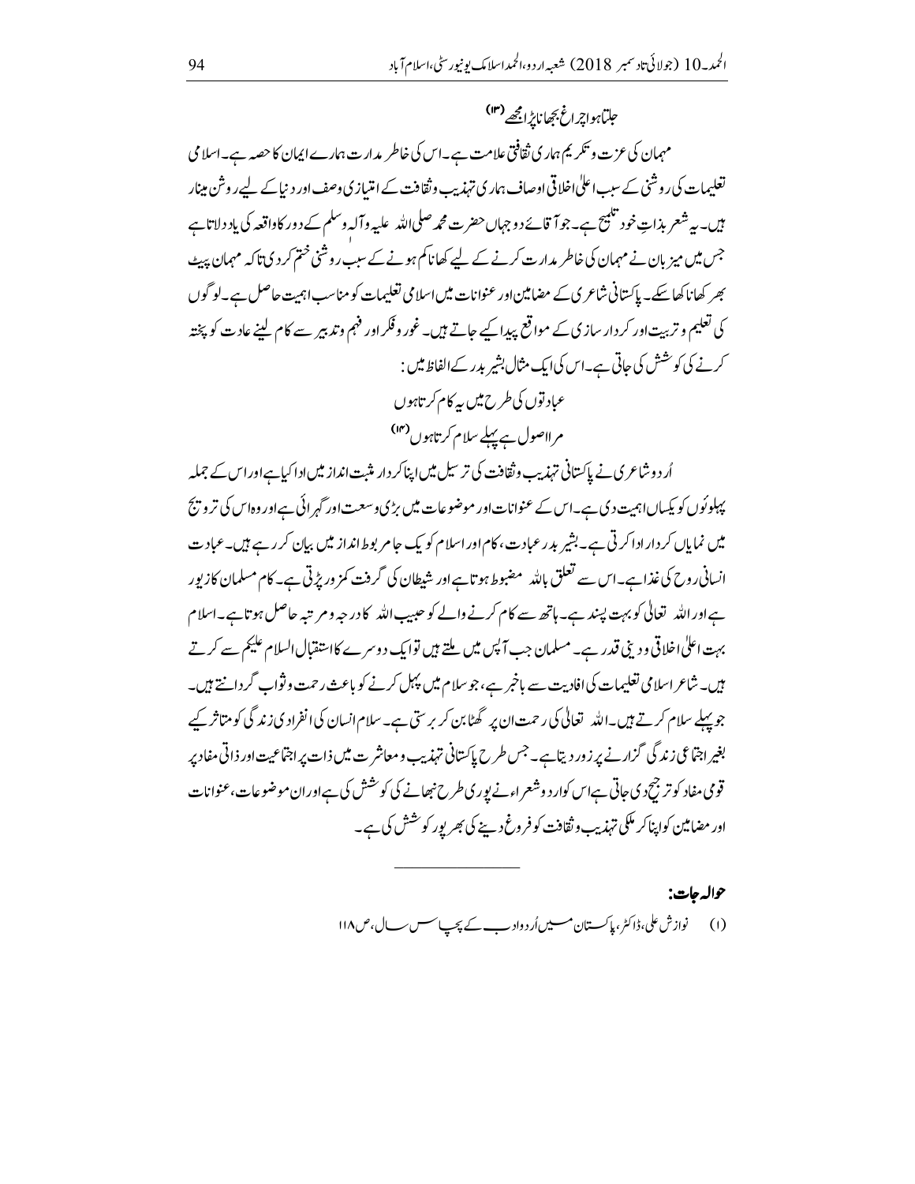جلتا ہوا چراغ بجھانا پڑا مجھے [۱۳]

مہمان کی عزت و تکریم ہماری ثقافتی علامت ہے۔اس کی خاطر مدارت ہمارے ایمان کا حصہ ہے۔اسلامی تعلیمات کی روشنی کے سبب اعلیٰ اخلاقی اوصاف ہماری تہذیب و ثقافت کے امتیازی وصف اور دنیا کے لیے روشن مینار ہیں۔یہ شعر بذاتِ خود تلمیح ہے۔جو آقائے دو جہاں حضرت محمد صلی اللہ علیہ وآلہٖ وسلم کے دور کا واقعہ کی یاد دلاتا ہے جس میں میزبان نے مہمان کی خاطر مدارت کرنے کے لیے کھانا کم ہونے کے سبب روشنی ختم کر دی تاکہ مہمان پیٹ بھر کھانا کھا سکے۔پاکستانی شاعری کے مضامین اور عنوانات میں اسلامی تعلیمات کو مناسب اہمیت حاصل ہے۔لوگوں کی تعلیم و تربیت اور کردار سازی کے مواقع پیدا کیے جاتے ہیں۔غور و فکر اور فہم و تدبیر سے کام لینے عادت کو پختہ کرنے کی کوشش کی جاتی ہے۔اس کی ایک مثال بشیر بدر کے الفاظ میں:

عبادتوں کی طرح میں یہ کام کرتا ہوں
مرا اصول ہے پہلے سلام کرتا ہوں [۱۴]

اُردو شاعری نے پاکستانی تہذیب و ثقافت کی ترسیل میں اپنا کردار مثبت انداز میں ادا کیا ہے اور اس کے جملہ پہلوؤں کو یکساں اہمیت دی ہے۔اس کے عنوانات اور موضوعات میں بڑی وسعت اور گہرائی ہے اور وہ اس کی ترویج میں نمایاں کردار ادا کرتی ہے۔بشیر بدر عبادت، کام اور اسلام کو یک جا مربوط انداز میں بیان کر رہے ہیں۔عبادت انسانی روح کی غذا ہے۔اس سے تعلق باللہ مضبوط ہوتا ہے اور شیطان کی گرفت کمزور پڑتی ہے۔کام مسلمان کا زیور ہے اور اللہ تعالیٰ کو بہت پسند ہے۔ہاتھ سے کام کرنے والے کو حبیب اللہ کا درجہ و مرتبہ حاصل ہوتا ہے۔اسلام بہت اعلیٰ اخلاقی و دینی قدر ہے۔مسلمان جب آپس میں ملتے ہیں تو ایک دوسرے کا استقبال السلام علیکم سے کرتے ہیں۔شاعر اسلامی تعلیمات کی افادیت سے باخبر ہے،جو سلام میں پہل کرنے کو باعث رحمت و ثواب گردانتے ہیں۔جو پہلے سلام کرتے ہیں۔اللہ تعالیٰ کی رحمت ان پر گھٹا بن کر برستی ہے۔سلام انسان کی انفرادی زندگی کو متاثر کیے بغیر اجتماعی زندگی گزارنے پر زور دیتا ہے۔جس طرح پاکستانی تہذیب و معاشرت میں ذات پر اجتماعیت اور ذاتی مفاد پر قومی مفاد کو ترجیح دی جاتی ہے اس کو اردو شعراء نے پوری طرح نبھانے کی کوشش کی ہے اور ان موضوعات،عنوانات اور مضامین کو اپنا کر ملکی تہذیب و ثقافت کو فروغ دینے کی بھرپور کوشش کی ہے۔

---

**حوالہ جات:**

(۱) نوازش علی،ڈاکٹر،پاکستان میں اُردو ادب کے پچاس سال،ص ۱۱۸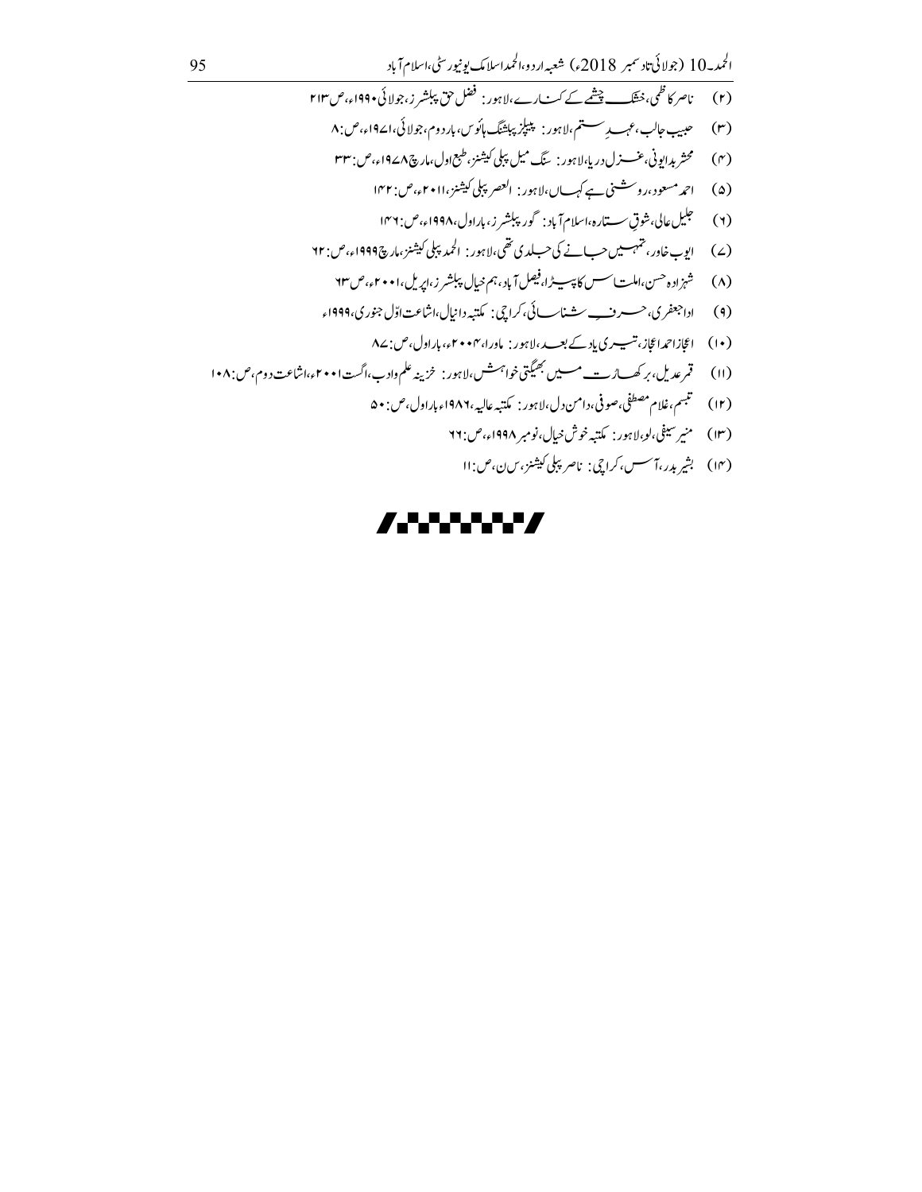(۲) ناصر کاظمی، خشک چشمے کے کنارے، لاہور: فضل حق پبلشرز، جولائی ۱۹۹۰ء، ص ۲۱۳

(۳) حبیب جالب، عہدِ ستم، لاہور: پیپلز پبلشنگ ہائوس، بار دوم، جولائی، ۱۹۷۱ء، ص: ۸

(۴) محشر بدایونی، غزل دریا، لاہور: سنگ میل پبلی کیشنز، طبع اول، مارچ ۱۹۷۸ء، ص: ۳۳

(۵) احمد مسعود، روشنی ہے کہاں، لاہور: العصر پبلی کیشنز، ۲۰۱۱ء، ص: ۱۴۲

(۶) جلیل عالی، شوقِ ستارہ، اسلام آباد: گور پبلشرز، باراول، ۱۹۹۸ء، ص: ۱۴۶

(۷) ایوب خاور، تمہیں جانے کی جلدی تھی، لاہور: الحمد پبلی کیشنز، مارچ ۱۹۹۹ء، ص: ۶۲

(۸) شہزادہ حسن، املتاس کا پیڑ، فیصل آباد، ہم خیال پبلشرز، اپریل، ۲۰۰۱ء، ص ۶۳

(۹) ادا جعفری، حرفِ شناسائی، کراچی: مکتبہ دانیال، اشاعت اوّل جنوری، ۱۹۹۹ء

(۱۰) اعجاز احمد اعجاز، تیری یاد کے بعد، لاہور: ماورا، ۲۰۰۴ء، باراول، ص: ۸۷

(۱۱) قمر عدیل، بر کھا رت میں بھیگتی خواہش، لاہور: خزینہ علم وادب، اگست ۲۰۰۱ء، اشاعت دوم، ص: ۱۰۸

(۱۲) تبسم، غلام مصطفی، صوفی، دامن دل، لاہور: مکتبہ عالیہ، ۱۹۸۲ء باراول، ص: ۵۰

(۱۳) منیر سیفی، لو، لاہور: مکتبہ خوش خیال، نومبر ۱۹۹۸ء، ص: ۲۶

(۱۴) بشیر بدر، آس، کراچی: ناصر پبلی کیشنز، س ن، ص: ۱۱